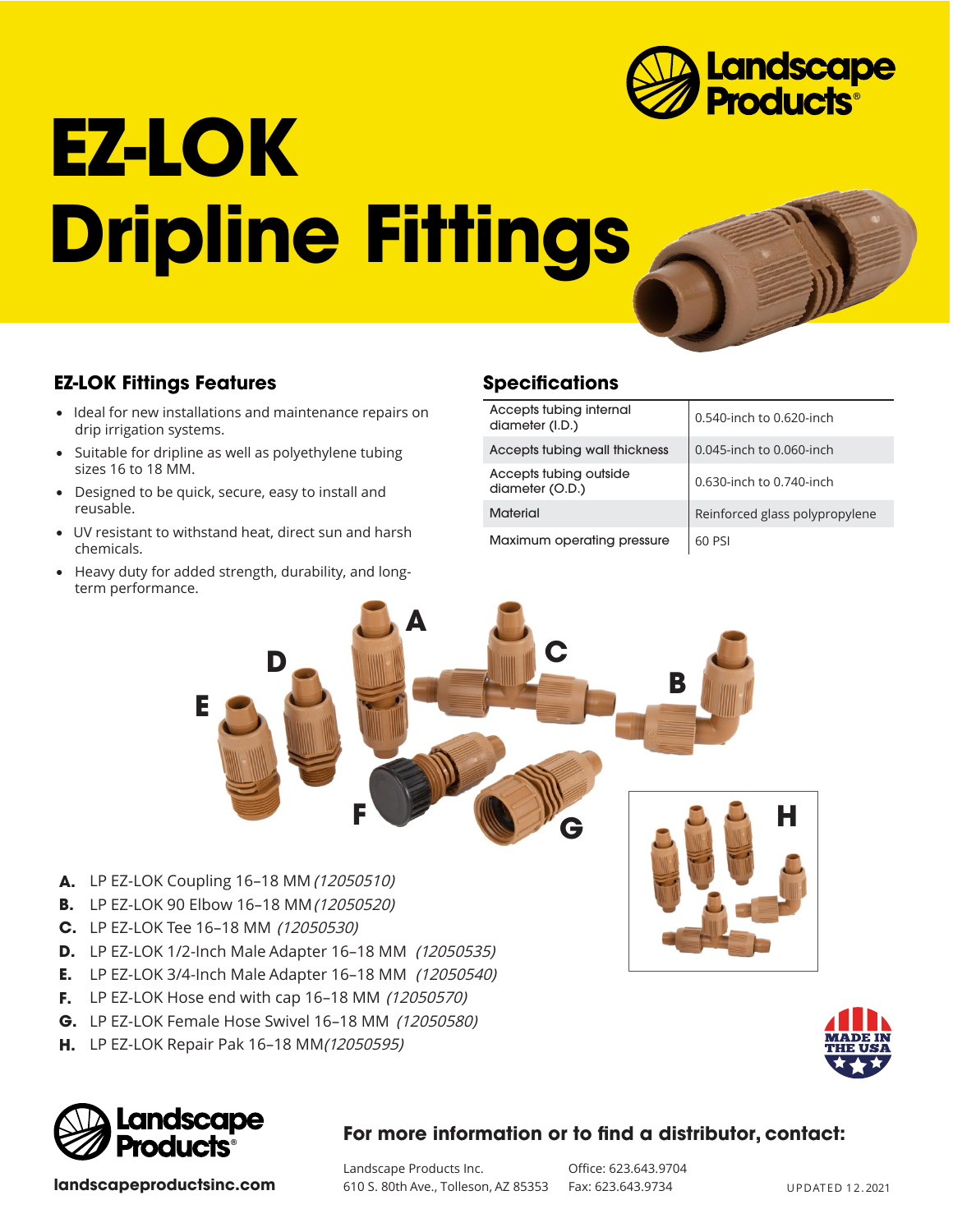# EZ-LOK Dripline Fittings

## EZ-LOK Fittings Features

- Ideal for new installations and maintenance repairs on drip irrigation systems.
- Suitable for dripline as well as polyethylene tubing sizes 16 to 18 MM.
- Designed to be quick, secure, easy to install and reusable.
- UV resistant to withstand heat, direct sun and harsh chemicals.
- Heavy duty for added strength, durability, and long-term performance.

## Specifications

| | |
|---|---|
| Accepts tubing internal diameter (I.D.) | 0.540-inch to 0.620-inch |
| Accepts tubing wall thickness | 0.045-inch to 0.060-inch |
| Accepts tubing outside diameter (O.D.) | 0.630-inch to 0.740-inch |
| Material | Reinforced glass polypropylene |
| Maximum operating pressure | 60 PSI |

**A.** LP EZ-LOK Coupling 16–18 MM *(12050510)*
**B.** LP EZ-LOK 90 Elbow 16–18 MM *(12050520)*
**C.** LP EZ-LOK Tee 16–18 MM *(12050530)*
**D.** LP EZ-LOK 1/2-Inch Male Adapter 16–18 MM *(12050535)*
**E.** LP EZ-LOK 3/4-Inch Male Adapter 16–18 MM *(12050540)*
**F.** LP EZ-LOK Hose end with cap 16–18 MM *(12050570)*
**G.** LP EZ-LOK Female Hose Swivel 16–18 MM *(12050580)*
**H.** LP EZ-LOK Repair Pak 16–18 MM *(12050595)*

MADE IN THE USA

**landscapeproductsinc.com**

### For more information or to find a distributor, contact:

Landscape Products Inc.
610 S. 80th Ave., Tolleson, AZ 85353

Office: 623.643.9704
Fax: 623.643.9734

UPDATED 12.2021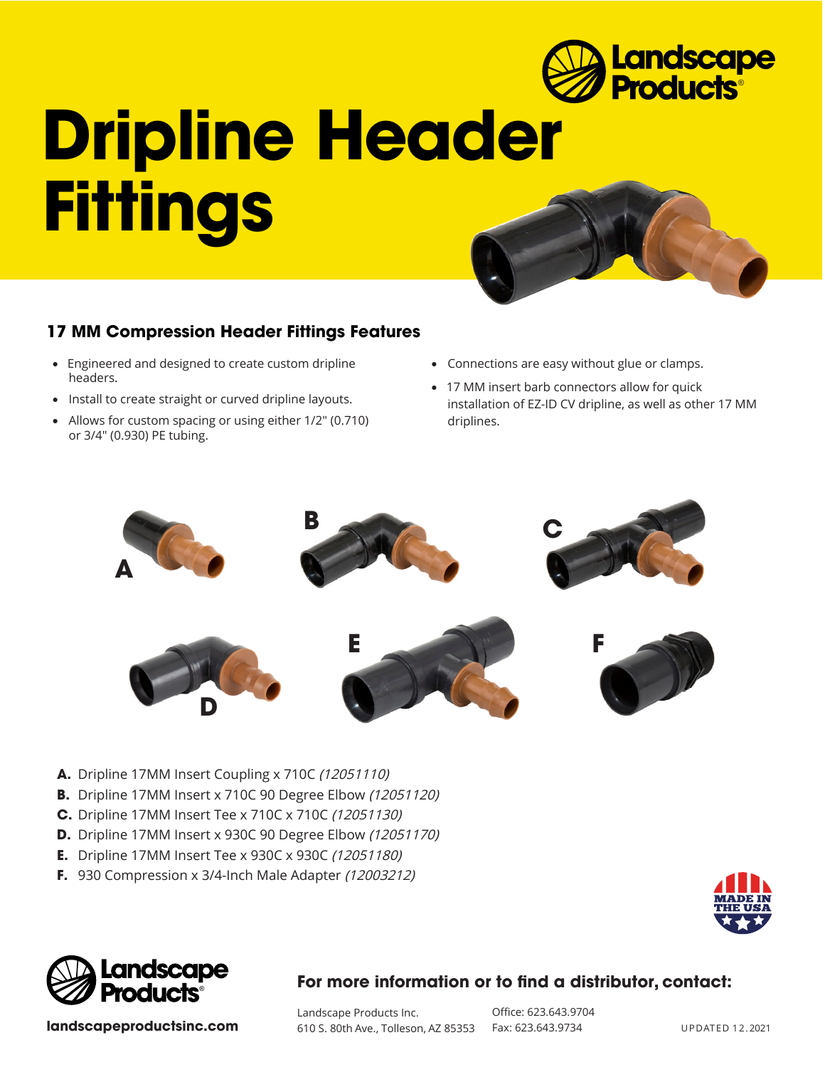# Dripline Header Fittings

### 17 MM Compression Header Fittings Features

- Engineered and designed to create custom dripline headers.
- Install to create straight or curved dripline layouts.
- Allows for custom spacing or using either 1/2" (0.710) or 3/4" (0.930) PE tubing.
- Connections are easy without glue or clamps.
- 17 MM insert barb connectors allow for quick installation of EZ-ID CV dripline, as well as other 17 MM driplines.

A

B

C

D

E

F

**A.** Dripline 17MM Insert Coupling x 710C *(12051110)*
**B.** Dripline 17MM Insert x 710C 90 Degree Elbow *(12051120)*
**C.** Dripline 17MM Insert Tee x 710C x 710C *(12051130)*
**D.** Dripline 17MM Insert x 930C 90 Degree Elbow *(12051170)*
**E.** Dripline 17MM Insert Tee x 930C x 930C *(12051180)*
**F.** 930 Compression x 3/4-Inch Male Adapter *(12003212)*

MADE IN THE USA

**landscapeproductsinc.com**

### For more information or to find a distributor, contact:

Landscape Products Inc.
610 S. 80th Ave., Tolleson, AZ 85353

Office: 623.643.9704
Fax: 623.643.9734

UPDATED 12.2021